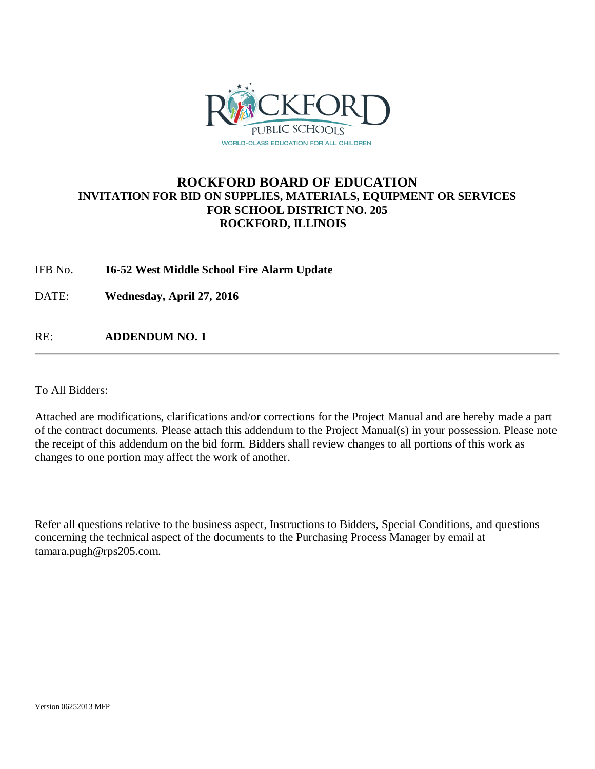# ROCKFORD BOARD OF EDUCATION

**INVITATION FOR BID ON SUPPLIES, MATERIALS, EQUIPMENT OR SERVICES**
**FOR SCHOOL DISTRICT NO. 205**
**ROCKFORD, ILLINOIS**

IFB No. **16-52 West Middle School Fire Alarm Update**

DATE: **Wednesday, April 27, 2016**

RE: **ADDENDUM NO. 1**

---

To All Bidders:

Attached are modifications, clarifications and/or corrections for the Project Manual and are hereby made a part of the contract documents. Please attach this addendum to the Project Manual(s) in your possession. Please note the receipt of this addendum on the bid form. Bidders shall review changes to all portions of this work as changes to one portion may affect the work of another.

Refer all questions relative to the business aspect, Instructions to Bidders, Special Conditions, and questions concerning the technical aspect of the documents to the Purchasing Process Manager by email at tamara.pugh@rps205.com.

Version 06252013 MFP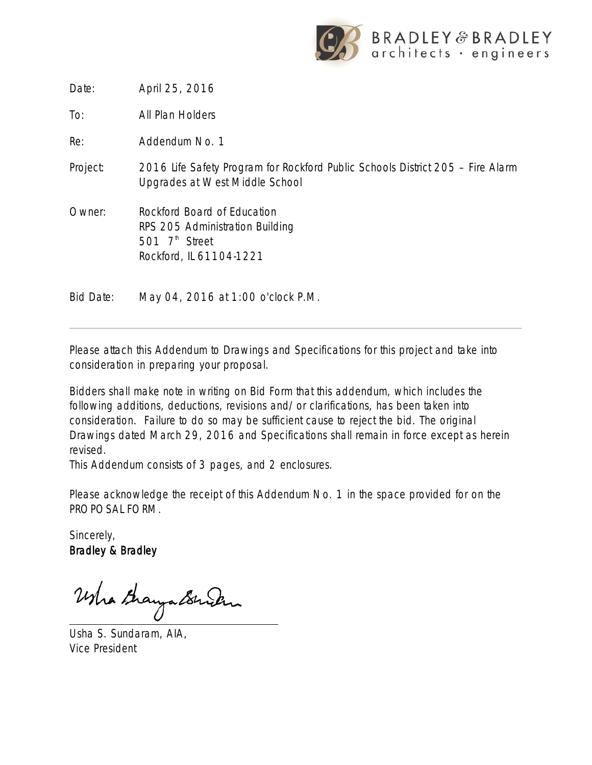BRADLEY & BRADLEY
architects · engineers

Date: April 25, 2016

To: All Plan Holders

Re: Addendum No. 1

Project: 2016 Life Safety Program for Rockford Public Schools District 205 – Fire Alarm Upgrades at West Middle School

Owner: Rockford Board of Education
RPS 205 Administration Building
501 7th Street
Rockford, IL 61104-1221

Bid Date: May 04, 2016 at 1:00 o'clock P.M.

---

Please attach this Addendum to Drawings and Specifications for this project and take into consideration in preparing your proposal.

Bidders shall make note in writing on Bid Form that this addendum, which includes the following additions, deductions, revisions and/or clarifications, has been taken into consideration. Failure to do so may be sufficient cause to reject the bid. The original Drawings dated March 29, 2016 and Specifications shall remain in force except as herein revised.
This Addendum consists of 3 pages, and 2 enclosures.

Please acknowledge the receipt of this Addendum No. 1 in the space provided for on the PROPOSAL FORM.

Sincerely,
**Bradley & Bradley**

Usha S. Sundaram, AIA,
Vice President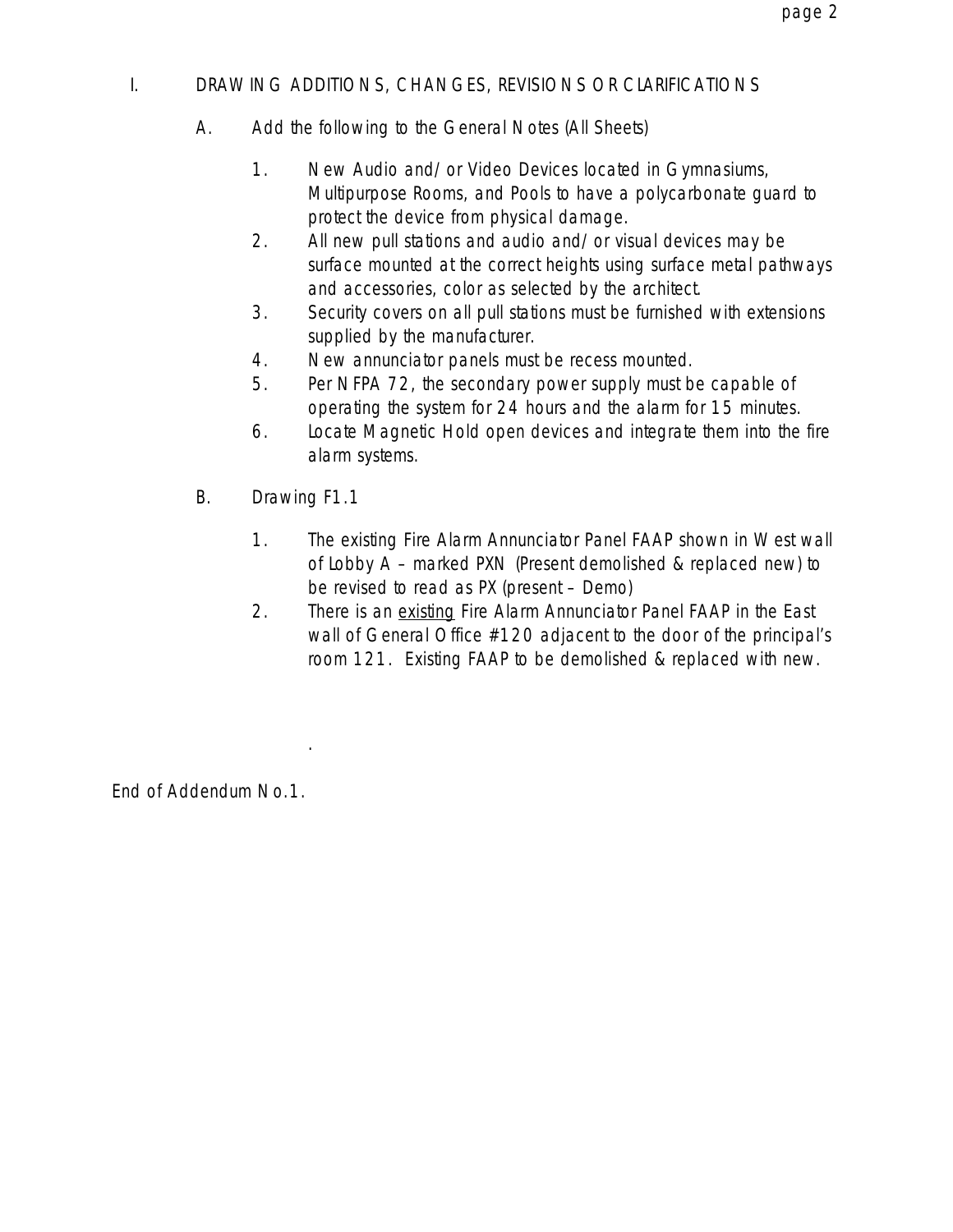I. DRAWING ADDITIONS, CHANGES, REVISIONS OR CLARIFICATIONS

A. Add the following to the General Notes (All Sheets)

1. New Audio and/or Video Devices located in Gymnasiums, Multipurpose Rooms, and Pools to have a polycarbonate guard to protect the device from physical damage.
2. All new pull stations and audio and/or visual devices may be surface mounted at the correct heights using surface metal pathways and accessories, color as selected by the architect.
3. Security covers on all pull stations must be furnished with extensions supplied by the manufacturer.
4. New annunciator panels must be recess mounted.
5. Per NFPA 72, the secondary power supply must be capable of operating the system for 24 hours and the alarm for 15 minutes.
6. Locate Magnetic Hold open devices and integrate them into the fire alarm systems.

B. Drawing F1.1

1. The existing Fire Alarm Annunciator Panel FAAP shown in West wall of Lobby A – marked PXN (Present demolished & replaced new) to be revised to read as PX (present – Demo)
2. There is an <u>existing</u> Fire Alarm Annunciator Panel FAAP in the East wall of General Office #120 adjacent to the door of the principal's room 121. Existing FAAP to be demolished & replaced with new.

.

End of Addendum No.1.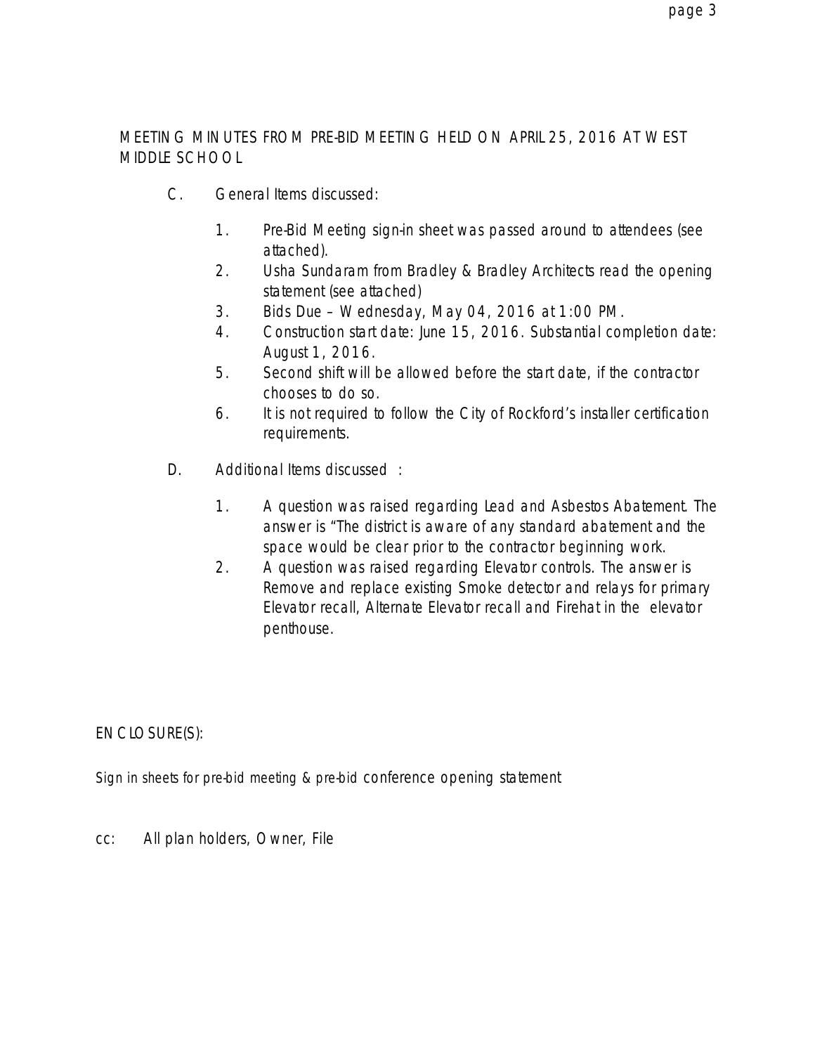MEETING MINUTES FROM PRE-BID MEETING HELD ON APRIL 25, 2016 AT WEST MIDDLE SCHOOL

C. General Items discussed:

1. Pre-Bid Meeting sign-in sheet was passed around to attendees (see attached).
2. Usha Sundaram from Bradley & Bradley Architects read the opening statement (see attached)
3. Bids Due – Wednesday, May 04, 2016 at 1:00 PM.
4. Construction start date: June 15, 2016. Substantial completion date: August 1, 2016.
5. Second shift will be allowed before the start date, if the contractor chooses to do so.
6. It is not required to follow the City of Rockford's installer certification requirements.

D. Additional Items discussed :

1. A question was raised regarding Lead and Asbestos Abatement. The answer is "The district is aware of any standard abatement and the space would be clear prior to the contractor beginning work.
2. A question was raised regarding Elevator controls. The answer is Remove and replace existing Smoke detector and relays for primary Elevator recall, Alternate Elevator recall and Firehat in the elevator penthouse.

ENCLOSURE(S):

Sign in sheets for pre-bid meeting & pre-bid conference opening statement

cc: All plan holders, Owner, File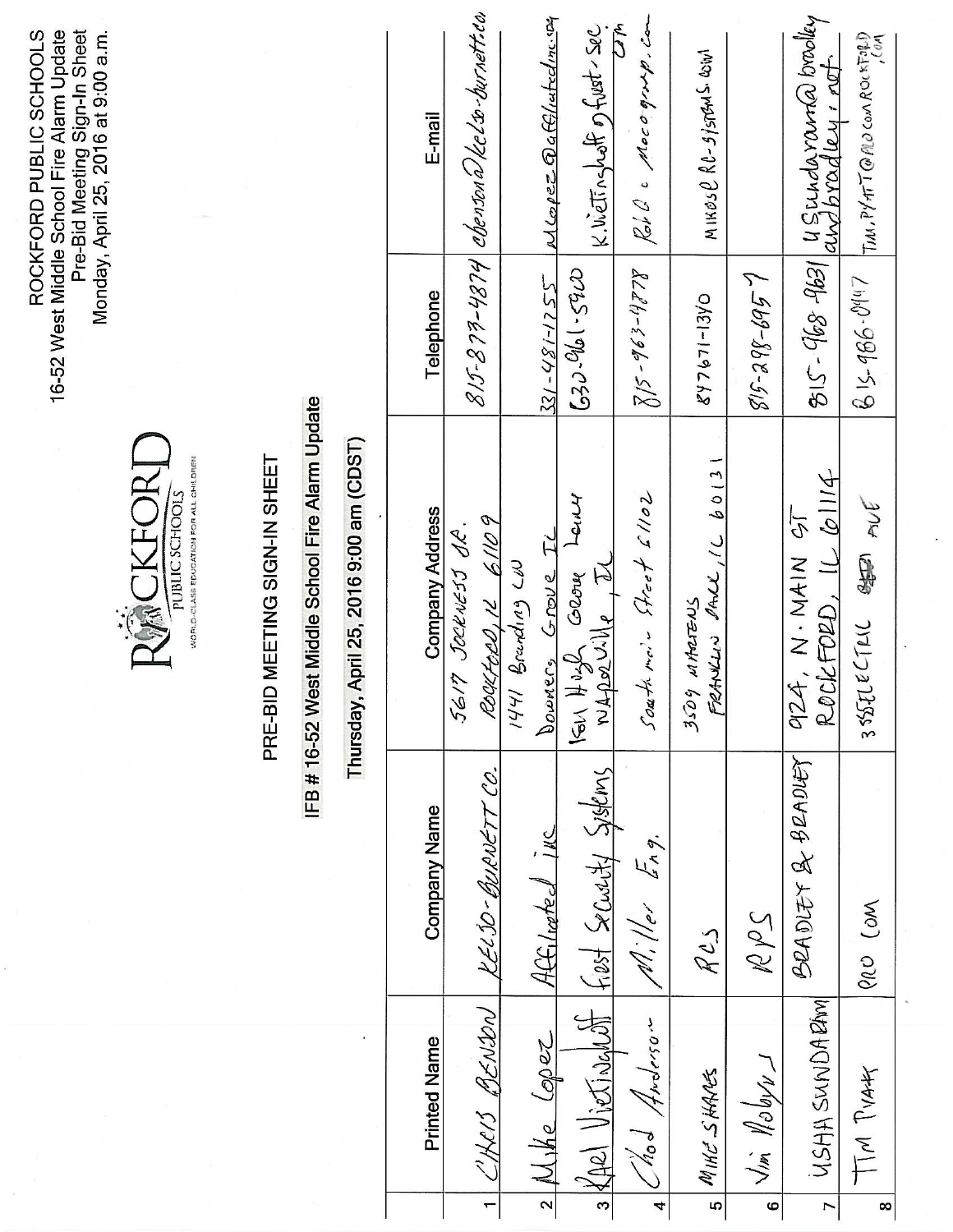ROCKFORD PUBLIC SCHOOLS
16-52 West Middle School Fire Alarm Update
Pre-Bid Meeting Sign-In Sheet
Monday, April 25, 2016 at 9:00 a.m.

ROCKFORD PUBLIC SCHOOLS
WORLD-CLASS EDUCATION FOR ALL CHILDREN

# PRE-BID MEETING SIGN-IN SHEET

## IFB # 16-52 West Middle School Fire Alarm Update

**Thursday, April 25, 2016 9:00 am (CDST)**

| | Printed Name | Company Name | Company Address | Telephone | E-mail |
|---|---|---|---|---|---|
| 1 | CHRIS BENSON | KELSO-BURNETT CO. | 5617 JOCKNESS DR. ROCKFORD, IL 61109 | 815-877-4874 | cbenson@kelso-burnett.co |
| 2 | Mike Lopez | Affiliated inc | 1441 Branding LN Downers Grove IL | 331-481-1755 | MLopez@affiliatedinc.com |
| 3 | Karl Vietinghoff | First Security Systems | 1501 High Grove Lane Naperville, IL | 630-961-5900 | K.Vietinghoff@first-sec.com |
| 4 | Chad Anderson | Miller Eng. | South main Street 61102 | 815-963-4878 | Rob@c Mecogroup.com |
| 5 | MIKE SHARES | RCS | 3509 MASTERS FRANKLIN PARK, IL 60131 | 847671-1340 | MIKESP RC-SYSTEMS.COM |
| 6 | Jim Robyns | RPS | | 815-398-6957 | |
| 7 | USHA SUNDARAM | BRADLEY & BRADLEY | 924, N. MAIN ST ROCKFORD, IL 61114 | 815-968-9631 | usundaram@bradleyandbradley.net |
| 8 | TIM PYATT | PRO COM | 335 ELECTRIC AVE | 815-986-0447 | TIM.PYATT@PRO COM ROCKFORD.COM |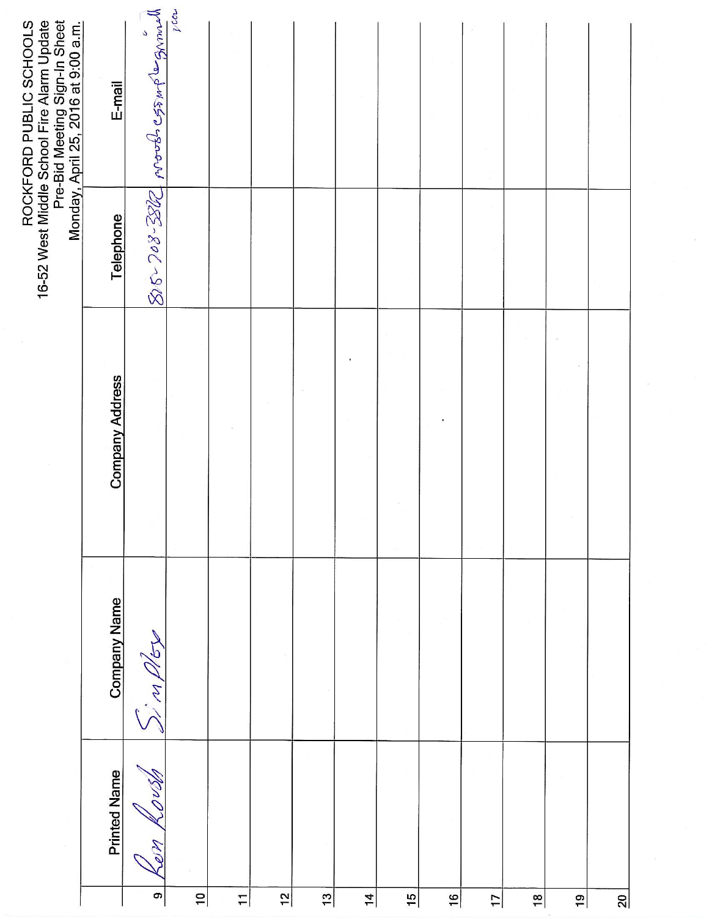# ROCKFORD PUBLIC SCHOOLS

16-52 West Middle School Fire Alarm Update
Pre-Bid Meeting Sign-In Sheet
Monday, April 25, 2016 at 9:00 a.m.

| | Printed Name | Company Name | Company Address | Telephone | E-mail |
|---|---|---|---|---|---|
| 9 | Ron Roush | Simplex | | 815-708-3862 | rroush@simplexgrinnell.com |
| 10 | | | | | |
| 11 | | | | | |
| 12 | | | | | |
| 13 | | | | | |
| 14 | | | | | |
| 15 | | | | | |
| 16 | | | | | |
| 17 | | | | | |
| 18 | | | | | |
| 19 | | | | | |
| 20 | | | | | |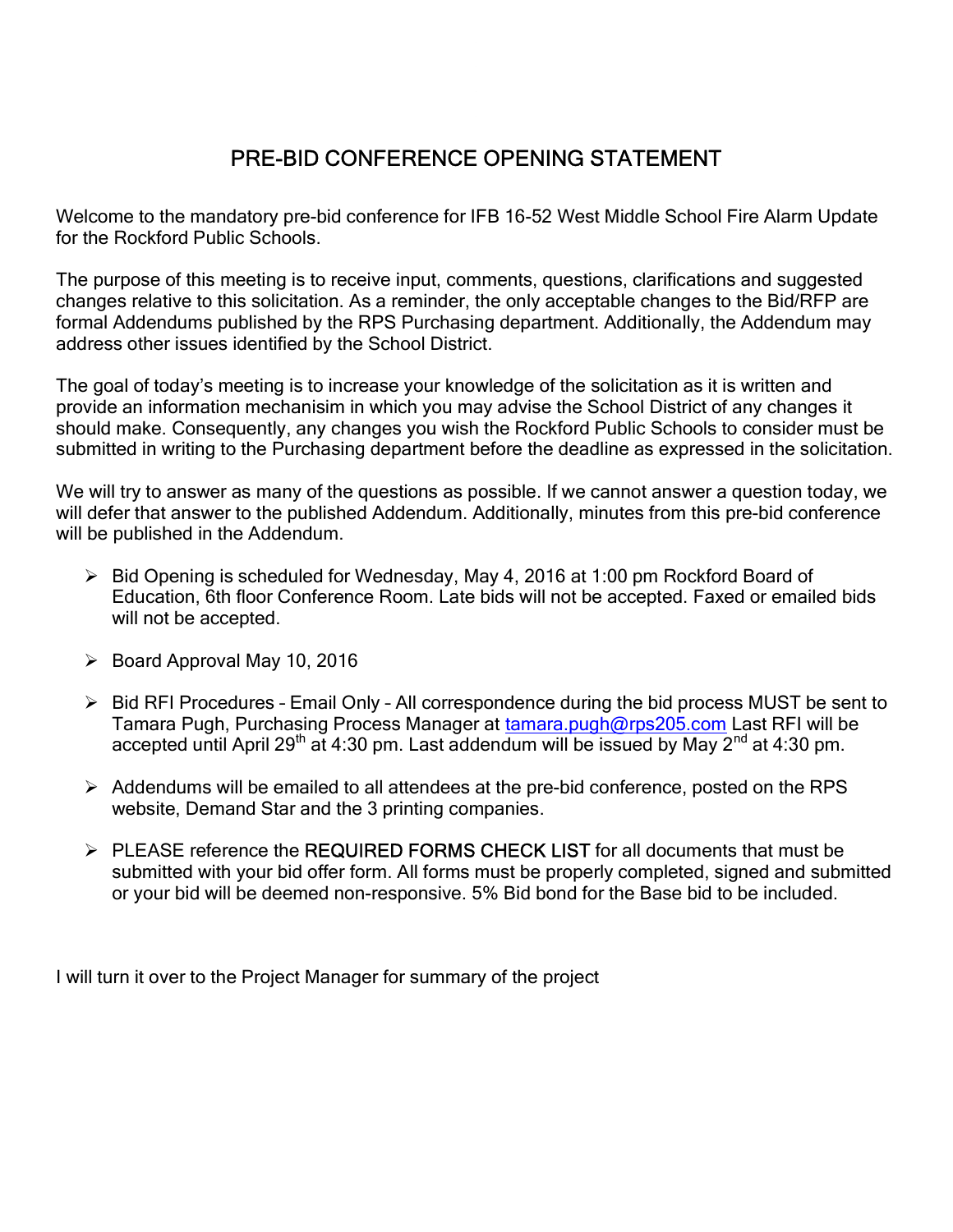# PRE-BID CONFERENCE OPENING STATEMENT

Welcome to the mandatory pre-bid conference for IFB 16-52 West Middle School Fire Alarm Update for the Rockford Public Schools.

The purpose of this meeting is to receive input, comments, questions, clarifications and suggested changes relative to this solicitation. As a reminder, the only acceptable changes to the Bid/RFP are formal Addendums published by the RPS Purchasing department. Additionally, the Addendum may address other issues identified by the School District.

The goal of today's meeting is to increase your knowledge of the solicitation as it is written and provide an information mechanisim in which you may advise the School District of any changes it should make. Consequently, any changes you wish the Rockford Public Schools to consider must be submitted in writing to the Purchasing department before the deadline as expressed in the solicitation.

We will try to answer as many of the questions as possible. If we cannot answer a question today, we will defer that answer to the published Addendum. Additionally, minutes from this pre-bid conference will be published in the Addendum.

- Bid Opening is scheduled for Wednesday, May 4, 2016 at 1:00 pm Rockford Board of Education, 6th floor Conference Room. Late bids will not be accepted. Faxed or emailed bids will not be accepted.
- Board Approval May 10, 2016
- Bid RFI Procedures – Email Only – All correspondence during the bid process MUST be sent to Tamara Pugh, Purchasing Process Manager at tamara.pugh@rps205.com Last RFI will be accepted until April 29th at 4:30 pm. Last addendum will be issued by May 2nd at 4:30 pm.
- Addendums will be emailed to all attendees at the pre-bid conference, posted on the RPS website, Demand Star and the 3 printing companies.
- PLEASE reference the REQUIRED FORMS CHECK LIST for all documents that must be submitted with your bid offer form. All forms must be properly completed, signed and submitted or your bid will be deemed non-responsive. 5% Bid bond for the Base bid to be included.

I will turn it over to the Project Manager for summary of the project